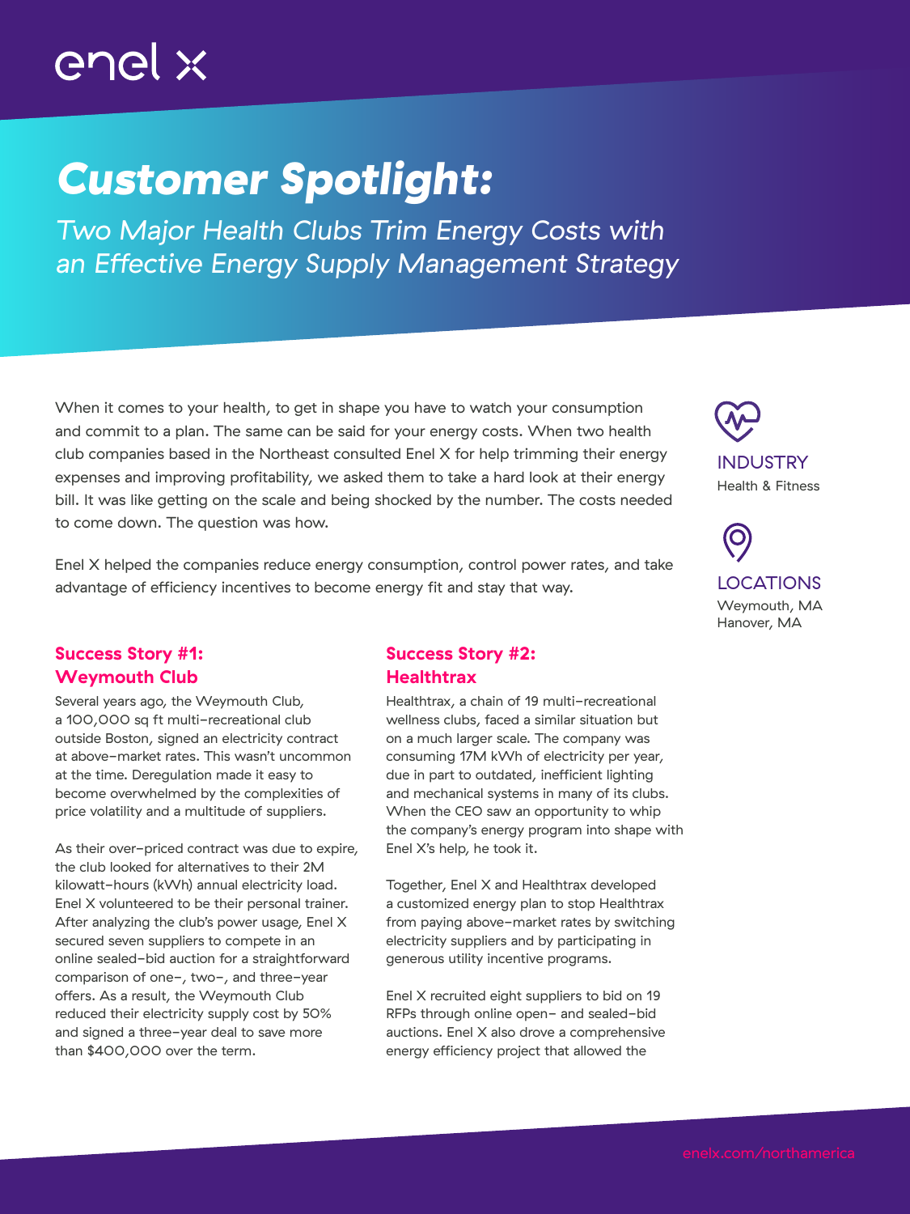enel x

# Customer Spotlight:

*Two Major Health Clubs Trim Energy Costs with an Effective Energy Supply Management Strategy*

When it comes to your health, to get in shape you have to watch your consumption and commit to a plan. The same can be said for your energy costs. When two health club companies based in the Northeast consulted Enel X for help trimming their energy expenses and improving profitability, we asked them to take a hard look at their energy bill. It was like getting on the scale and being shocked by the number. The costs needed to come down. The question was how.

Enel X helped the companies reduce energy consumption, control power rates, and take advantage of efficiency incentives to become energy fit and stay that way.

**INDUSTRY**
Health & Fitness

**LOCATIONS**
Weymouth, MA
Hanover, MA

## Success Story #1: Weymouth Club

Several years ago, the Weymouth Club, a 100,000 sq ft multi-recreational club outside Boston, signed an electricity contract at above-market rates. This wasn't uncommon at the time. Deregulation made it easy to become overwhelmed by the complexities of price volatility and a multitude of suppliers.

As their over-priced contract was due to expire, the club looked for alternatives to their 2M kilowatt-hours (kWh) annual electricity load. Enel X volunteered to be their personal trainer. After analyzing the club's power usage, Enel X secured seven suppliers to compete in an online sealed-bid auction for a straightforward comparison of one-, two-, and three-year offers. As a result, the Weymouth Club reduced their electricity supply cost by 50% and signed a three-year deal to save more than $400,000 over the term.

## Success Story #2: Healthtrax

Healthtrax, a chain of 19 multi-recreational wellness clubs, faced a similar situation but on a much larger scale. The company was consuming 17M kWh of electricity per year, due in part to outdated, inefficient lighting and mechanical systems in many of its clubs. When the CEO saw an opportunity to whip the company's energy program into shape with Enel X's help, he took it.

Together, Enel X and Healthtrax developed a customized energy plan to stop Healthtrax from paying above-market rates by switching electricity suppliers and by participating in generous utility incentive programs.

Enel X recruited eight suppliers to bid on 19 RFPs through online open- and sealed-bid auctions. Enel X also drove a comprehensive energy efficiency project that allowed the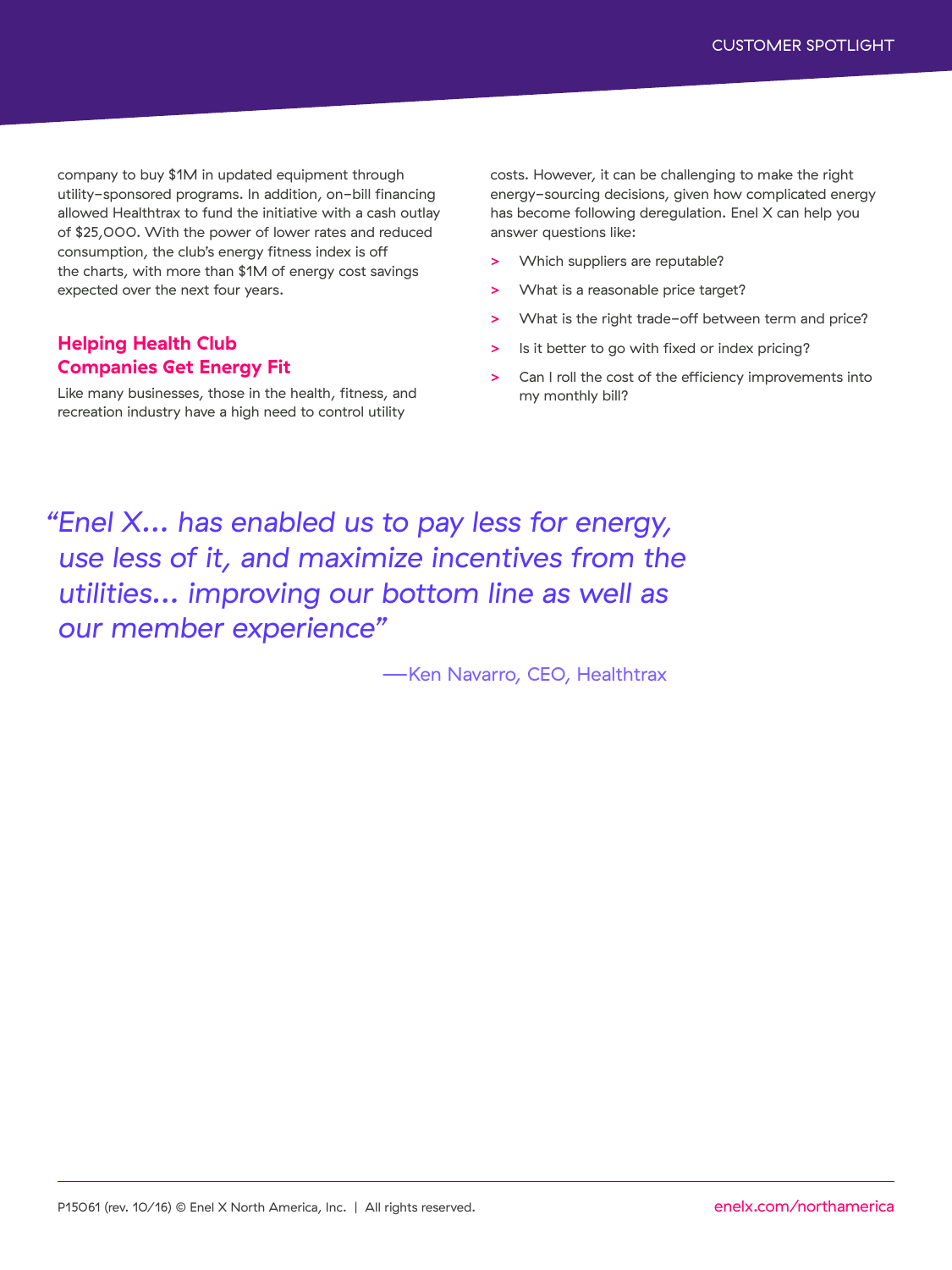company to buy $1M in updated equipment through utility–sponsored programs. In addition, on–bill financing allowed Healthtrax to fund the initiative with a cash outlay of $25,000. With the power of lower rates and reduced consumption, the club's energy fitness index is off the charts, with more than $1M of energy cost savings expected over the next four years.

## Helping Health Club Companies Get Energy Fit

Like many businesses, those in the health, fitness, and recreation industry have a high need to control utility costs. However, it can be challenging to make the right energy–sourcing decisions, given how complicated energy has become following deregulation. Enel X can help you answer questions like:

- Which suppliers are reputable?
- What is a reasonable price target?
- What is the right trade–off between term and price?
- Is it better to go with fixed or index pricing?
- Can I roll the cost of the efficiency improvements into my monthly bill?

*"Enel X... has enabled us to pay less for energy, use less of it, and maximize incentives from the utilities... improving our bottom line as well as our member experience"*

—Ken Navarro, CEO, Healthtrax

P15061 (rev. 10/16) © Enel X North America, Inc. | All rights reserved. enelx.com/northamerica